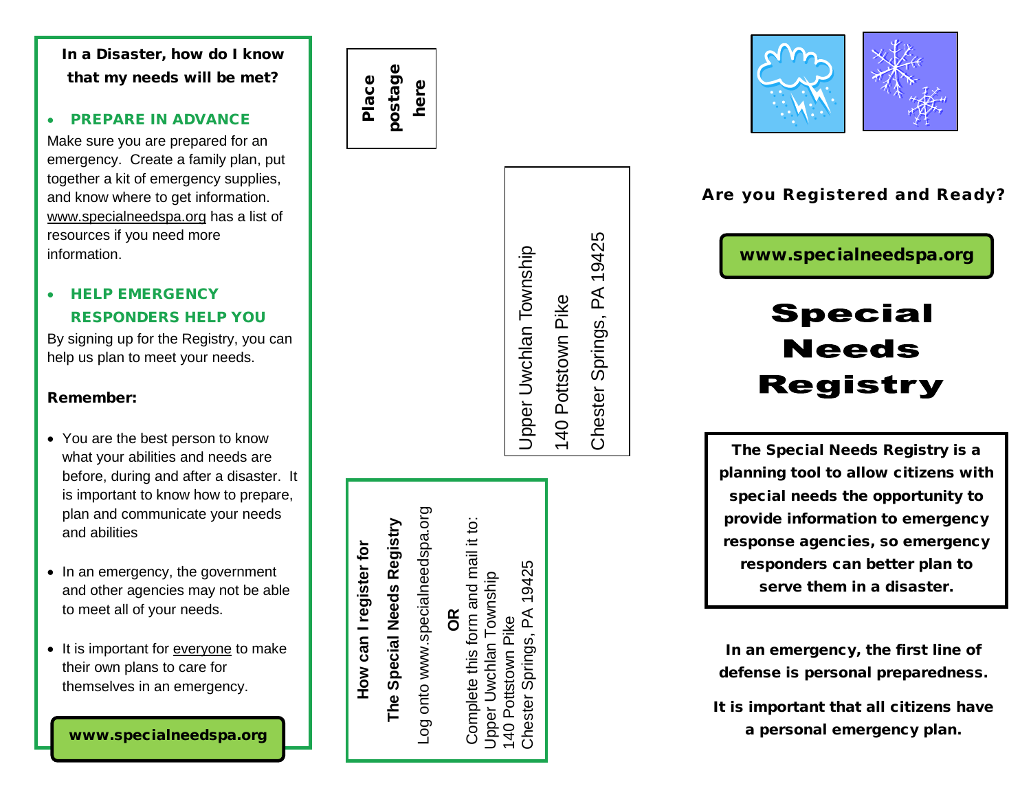**In a Disaster, how do I know that my needs will be met?**

- **PREPARE IN ADVANCE**

Make sure you are prepared for an emergency. Create a family plan, put together a kit of emergency supplies, and know where to get information. www.specialneedspa.org has a list of resources if you need more information.

- **HELP EMERGENCY RESPONDERS HELP YOU**

By signing up for the Registry, you can help us plan to meet your needs.

**Remember:**

- You are the best person to know what your abilities and needs are before, during and after a disaster. It is important to know how to prepare, plan and communicate your needs and abilities
- In an emergency, the government and other agencies may not be able to meet all of your needs.
- It is important for everyone to make their own plans to care for themselves in an emergency.

**www.specialneedspa.org**

**Place postage here**

Upper Uwchlan Township
140 Pottstown Pike
Chester Springs, PA 19425

**How can I register for The Special Needs Registry**

Log onto www.specialneedspa.org

**OR**

Complete this form and mail it to:
Upper Uwchlan Township
140 Pottstown Pike
Chester Springs, PA 19425

**Are you Registered and Ready?**

**www.specialneedspa.org**

# Special Needs Registry

**The Special Needs Registry is a planning tool to allow citizens with special needs the opportunity to provide information to emergency response agencies, so emergency responders can better plan to serve them in a disaster.**

**In an emergency, the first line of defense is personal preparedness.**

**It is important that all citizens have a personal emergency plan.**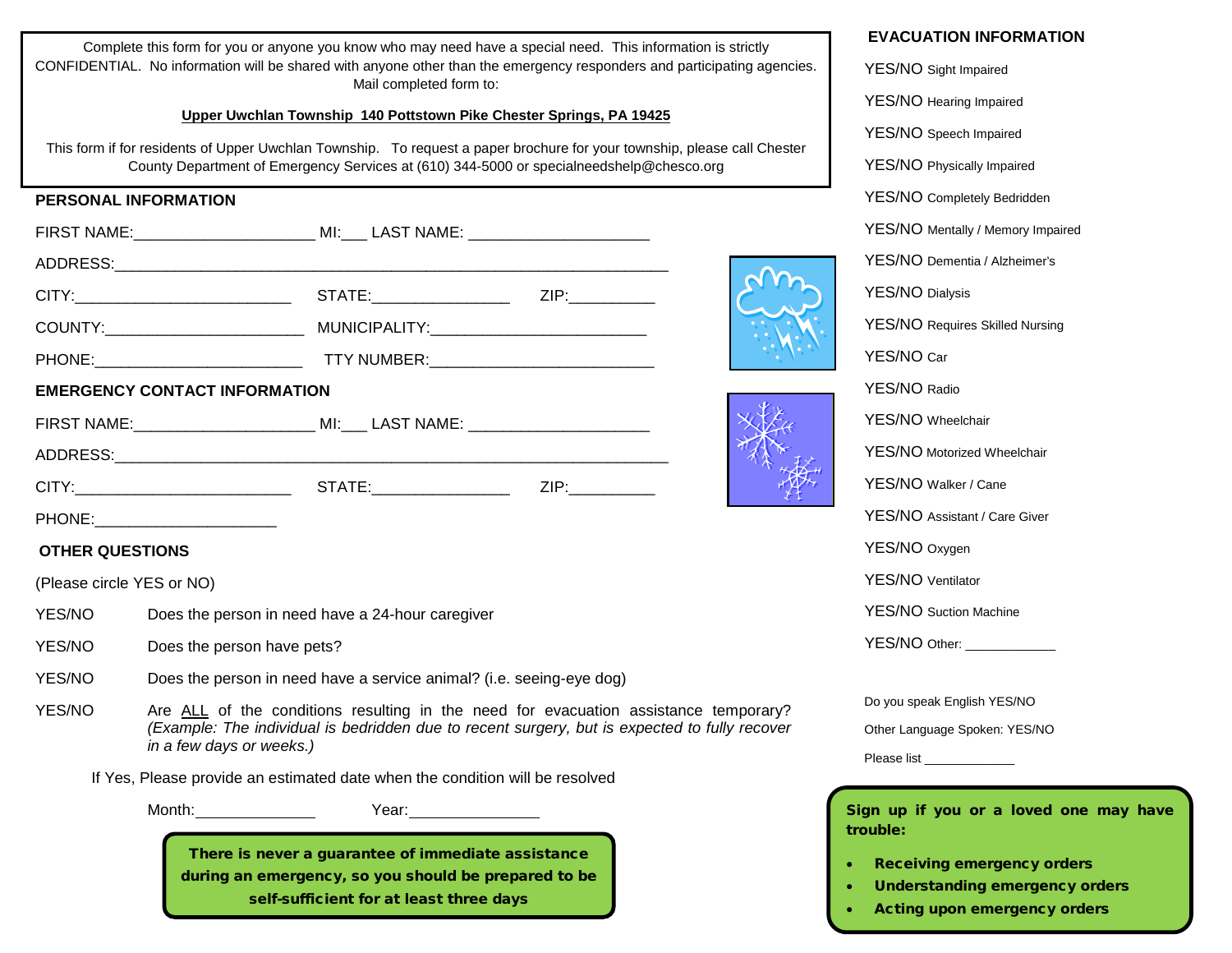Complete this form for you or anyone you know who may need have a special need. This information is strictly CONFIDENTIAL. No information will be shared with anyone other than the emergency responders and participating agencies. Mail completed form to:

**Upper Uwchlan Township 140 Pottstown Pike Chester Springs, PA 19425**

This form if for residents of Upper Uwchlan Township. To request a paper brochure for your township, please call Chester County Department of Emergency Services at (610) 344-5000 or specialneedshelp@chesco.org

## PERSONAL INFORMATION

FIRST NAME:____________________ MI:___ LAST NAME: ____________________

ADDRESS:____________________________________________________________

CITY:________________________ STATE:_______________ ZIP:_________

COUNTY:______________________ MUNICIPALITY:________________________

PHONE:_______________________ TTY NUMBER:_________________________

## EMERGENCY CONTACT INFORMATION

FIRST NAME:____________________ MI:___ LAST NAME: ____________________

ADDRESS:____________________________________________________________

CITY:________________________ STATE:_______________ ZIP:_________

PHONE:____________________

## OTHER QUESTIONS

(Please circle YES or NO)

YES/NO Does the person in need have a 24-hour caregiver

YES/NO Does the person have pets?

YES/NO Does the person in need have a service animal? (i.e. seeing-eye dog)

YES/NO Are ALL of the conditions resulting in the need for evacuation assistance temporary? *(Example: The individual is bedridden due to recent surgery, but is expected to fully recover in a few days or weeks.)*

If Yes, Please provide an estimated date when the condition will be resolved

Month:_____________ Year:______________

**There is never a guarantee of immediate assistance during an emergency, so you should be prepared to be self-sufficient for at least three days**

## EVACUATION INFORMATION

YES/NO Sight Impaired

YES/NO Hearing Impaired

YES/NO Speech Impaired

YES/NO Physically Impaired

YES/NO Completely Bedridden

YES/NO Mentally / Memory Impaired

YES/NO Dementia / Alzheimer's

YES/NO Dialysis

YES/NO Requires Skilled Nursing

YES/NO Car

YES/NO Radio

YES/NO Wheelchair

YES/NO Motorized Wheelchair

YES/NO Walker / Cane

YES/NO Assistant / Care Giver

YES/NO Oxygen

YES/NO Ventilator

YES/NO Suction Machine

YES/NO Other: ___________

Do you speak English YES/NO

Other Language Spoken: YES/NO

Please list ____________

**Sign up if you or a loved one may have trouble:**

- **Receiving emergency orders**
- **Understanding emergency orders**
- **Acting upon emergency orders**